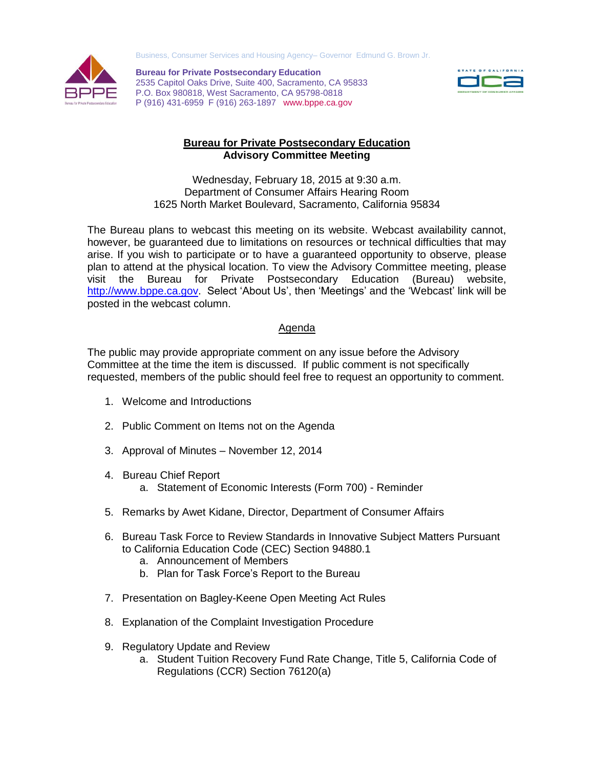Business, Consumer Services and Housing Agency– Governor Edmund G. Brown Jr.

**Bureau for Private Postsecondary Education**
2535 Capitol Oaks Drive, Suite 400, Sacramento, CA 95833
P.O. Box 980818, West Sacramento, CA 95798-0818
P (916) 431-6959 F (916) 263-1897 www.bppe.ca.gov

# Bureau for Private Postsecondary Education
## Advisory Committee Meeting

Wednesday, February 18, 2015 at 9:30 a.m.
Department of Consumer Affairs Hearing Room
1625 North Market Boulevard, Sacramento, California 95834

The Bureau plans to webcast this meeting on its website. Webcast availability cannot, however, be guaranteed due to limitations on resources or technical difficulties that may arise. If you wish to participate or to have a guaranteed opportunity to observe, please plan to attend at the physical location. To view the Advisory Committee meeting, please visit the Bureau for Private Postsecondary Education (Bureau) website, http://www.bppe.ca.gov. Select 'About Us', then 'Meetings' and the 'Webcast' link will be posted in the webcast column.

## Agenda

The public may provide appropriate comment on any issue before the Advisory Committee at the time the item is discussed. If public comment is not specifically requested, members of the public should feel free to request an opportunity to comment.

1. Welcome and Introductions

2. Public Comment on Items not on the Agenda

3. Approval of Minutes – November 12, 2014

4. Bureau Chief Report
   a. Statement of Economic Interests (Form 700) - Reminder

5. Remarks by Awet Kidane, Director, Department of Consumer Affairs

6. Bureau Task Force to Review Standards in Innovative Subject Matters Pursuant to California Education Code (CEC) Section 94880.1
   a. Announcement of Members
   b. Plan for Task Force's Report to the Bureau

7. Presentation on Bagley-Keene Open Meeting Act Rules

8. Explanation of the Complaint Investigation Procedure

9. Regulatory Update and Review
   a. Student Tuition Recovery Fund Rate Change, Title 5, California Code of Regulations (CCR) Section 76120(a)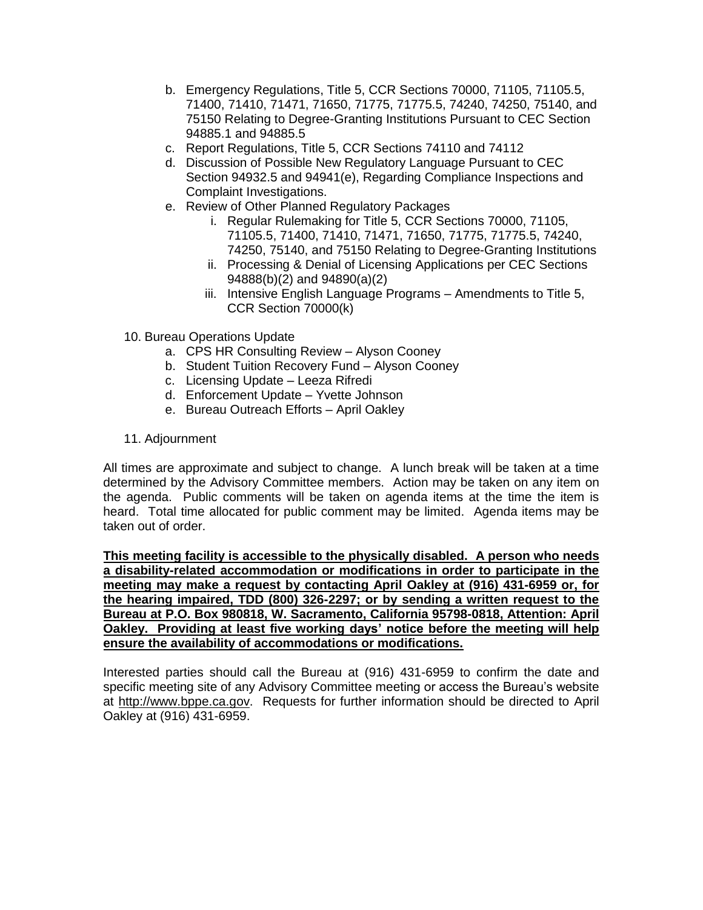b. Emergency Regulations, Title 5, CCR Sections 70000, 71105, 71105.5, 71400, 71410, 71471, 71650, 71775, 71775.5, 74240, 74250, 75140, and 75150 Relating to Degree-Granting Institutions Pursuant to CEC Section 94885.1 and 94885.5
   c. Report Regulations, Title 5, CCR Sections 74110 and 74112
   d. Discussion of Possible New Regulatory Language Pursuant to CEC Section 94932.5 and 94941(e), Regarding Compliance Inspections and Complaint Investigations.
   e. Review of Other Planned Regulatory Packages
      i. Regular Rulemaking for Title 5, CCR Sections 70000, 71105, 71105.5, 71400, 71410, 71471, 71650, 71775, 71775.5, 74240, 74250, 75140, and 75150 Relating to Degree-Granting Institutions
      ii. Processing & Denial of Licensing Applications per CEC Sections 94888(b)(2) and 94890(a)(2)
      iii. Intensive English Language Programs – Amendments to Title 5, CCR Section 70000(k)

10. Bureau Operations Update
    a. CPS HR Consulting Review – Alyson Cooney
    b. Student Tuition Recovery Fund – Alyson Cooney
    c. Licensing Update – Leeza Rifredi
    d. Enforcement Update – Yvette Johnson
    e. Bureau Outreach Efforts – April Oakley

11. Adjournment

All times are approximate and subject to change. A lunch break will be taken at a time determined by the Advisory Committee members. Action may be taken on any item on the agenda. Public comments will be taken on agenda items at the time the item is heard. Total time allocated for public comment may be limited. Agenda items may be taken out of order.

**This meeting facility is accessible to the physically disabled. A person who needs a disability-related accommodation or modifications in order to participate in the meeting may make a request by contacting April Oakley at (916) 431-6959 or, for the hearing impaired, TDD (800) 326-2297; or by sending a written request to the Bureau at P.O. Box 980818, W. Sacramento, California 95798-0818, Attention: April Oakley. Providing at least five working days' notice before the meeting will help ensure the availability of accommodations or modifications.**

Interested parties should call the Bureau at (916) 431-6959 to confirm the date and specific meeting site of any Advisory Committee meeting or access the Bureau's website at http://www.bppe.ca.gov. Requests for further information should be directed to April Oakley at (916) 431-6959.